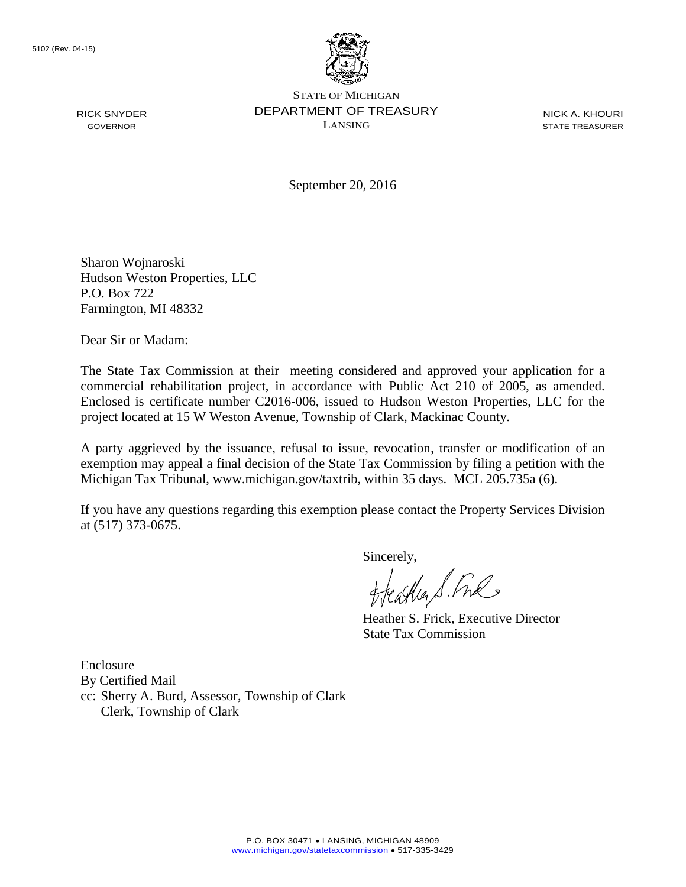5102 (Rev. 04-15)

STATE OF MICHIGAN
DEPARTMENT OF TREASURY
LANSING

RICK SNYDER
GOVERNOR

NICK A. KHOURI
STATE TREASURER

September 20, 2016

Sharon Wojnaroski
Hudson Weston Properties, LLC
P.O. Box 722
Farmington, MI 48332

Dear Sir or Madam:

The State Tax Commission at their meeting considered and approved your application for a commercial rehabilitation project, in accordance with Public Act 210 of 2005, as amended. Enclosed is certificate number C2016-006, issued to Hudson Weston Properties, LLC for the project located at 15 W Weston Avenue, Township of Clark, Mackinac County.

A party aggrieved by the issuance, refusal to issue, revocation, transfer or modification of an exemption may appeal a final decision of the State Tax Commission by filing a petition with the Michigan Tax Tribunal, www.michigan.gov/taxtrib, within 35 days. MCL 205.735a (6).

If you have any questions regarding this exemption please contact the Property Services Division at (517) 373-0675.

Sincerely,

Heather S. Frick, Executive Director
State Tax Commission

Enclosure
By Certified Mail
cc: Sherry A. Burd, Assessor, Township of Clark
Clerk, Township of Clark

P.O. BOX 30471 • LANSING, MICHIGAN 48909
www.michigan.gov/statetaxcommission • 517-335-3429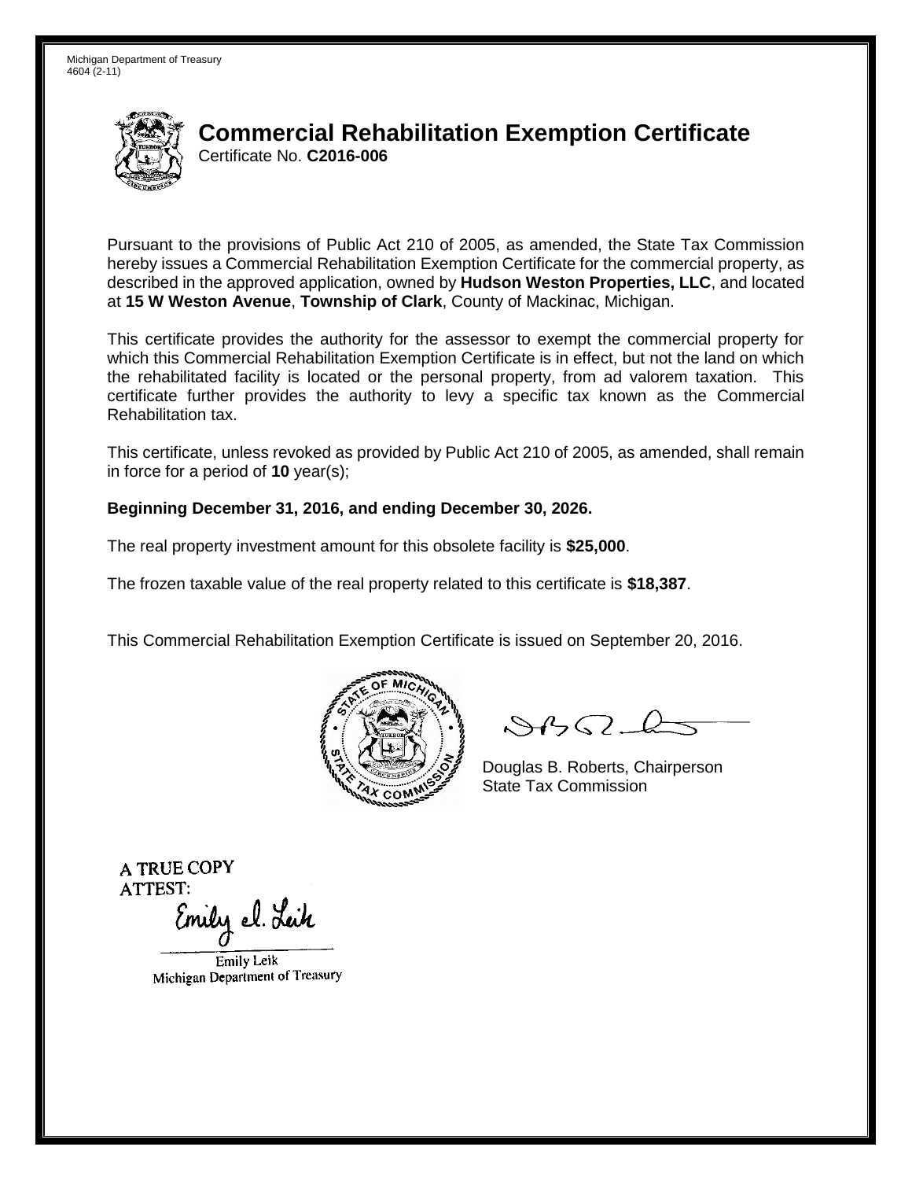Michigan Department of Treasury
4604 (2-11)

# Commercial Rehabilitation Exemption Certificate

Certificate No. **C2016-006**

Pursuant to the provisions of Public Act 210 of 2005, as amended, the State Tax Commission hereby issues a Commercial Rehabilitation Exemption Certificate for the commercial property, as described in the approved application, owned by **Hudson Weston Properties, LLC**, and located at **15 W Weston Avenue**, **Township of Clark**, County of Mackinac, Michigan.

This certificate provides the authority for the assessor to exempt the commercial property for which this Commercial Rehabilitation Exemption Certificate is in effect, but not the land on which the rehabilitated facility is located or the personal property, from ad valorem taxation. This certificate further provides the authority to levy a specific tax known as the Commercial Rehabilitation tax.

This certificate, unless revoked as provided by Public Act 210 of 2005, as amended, shall remain in force for a period of **10** year(s);

**Beginning December 31, 2016, and ending December 30, 2026.**

The real property investment amount for this obsolete facility is **$25,000**.

The frozen taxable value of the real property related to this certificate is **$18,387**.

This Commercial Rehabilitation Exemption Certificate is issued on September 20, 2016.

Douglas B. Roberts, Chairperson
State Tax Commission

A TRUE COPY
ATTEST:

Emily Leik
Michigan Department of Treasury